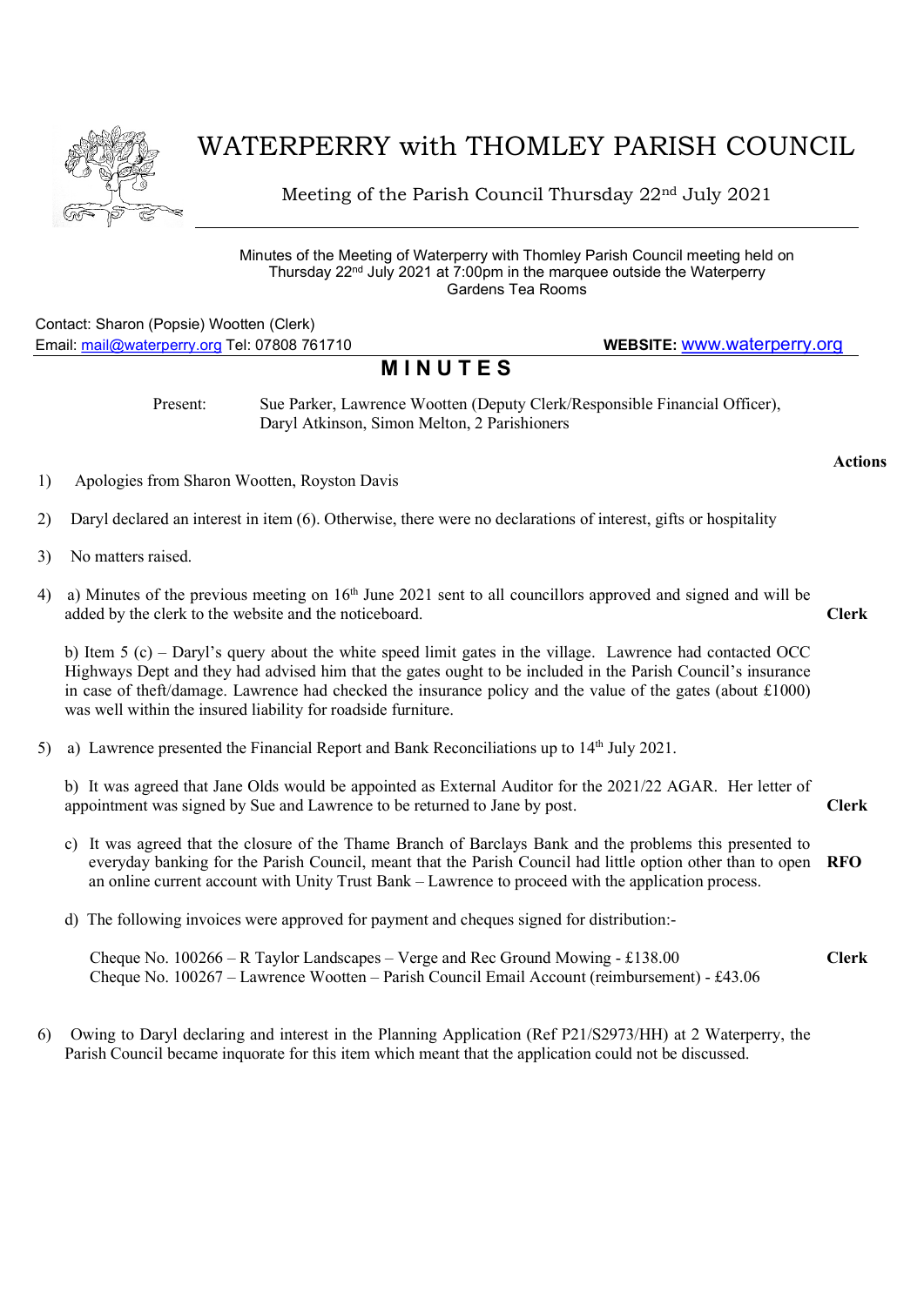# WATERPERRY with THOMLEY PARISH COUNCIL

Meeting of the Parish Council Thursday 22nd July 2021

Minutes of the Meeting of Waterperry with Thomley Parish Council meeting held on Thursday 22nd July 2021 at 7:00pm in the marquee outside the Waterperry Gardens Tea Rooms

Contact: Sharon (Popsie) Wootten (Clerk)
Email: mail@waterperry.org Tel: 07808 761710 **WEBSITE:** www.waterperry.org

## M I N U T E S

Present: Sue Parker, Lawrence Wootten (Deputy Clerk/Responsible Financial Officer), Daryl Atkinson, Simon Melton, 2 Parishioners

**Actions**

1) Apologies from Sharon Wootten, Royston Davis

2) Daryl declared an interest in item (6). Otherwise, there were no declarations of interest, gifts or hospitality

3) No matters raised.

4) a) Minutes of the previous meeting on 16th June 2021 sent to all councillors approved and signed and will be added by the clerk to the website and the noticeboard. **Clerk**

   b) Item 5 (c) – Daryl's query about the white speed limit gates in the village. Lawrence had contacted OCC Highways Dept and they had advised him that the gates ought to be included in the Parish Council's insurance in case of theft/damage. Lawrence had checked the insurance policy and the value of the gates (about £1000) was well within the insured liability for roadside furniture.

5) a) Lawrence presented the Financial Report and Bank Reconciliations up to 14th July 2021.

   b) It was agreed that Jane Olds would be appointed as External Auditor for the 2021/22 AGAR. Her letter of appointment was signed by Sue and Lawrence to be returned to Jane by post. **Clerk**

   c) It was agreed that the closure of the Thame Branch of Barclays Bank and the problems this presented to everyday banking for the Parish Council, meant that the Parish Council had little option other than to open an online current account with Unity Trust Bank – Lawrence to proceed with the application process. **RFO**

   d) The following invoices were approved for payment and cheques signed for distribution:- **Clerk**

   Cheque No. 100266 – R Taylor Landscapes – Verge and Rec Ground Mowing - £138.00
   Cheque No. 100267 – Lawrence Wootten – Parish Council Email Account (reimbursement) - £43.06

6) Owing to Daryl declaring and interest in the Planning Application (Ref P21/S2973/HH) at 2 Waterperry, the Parish Council became inquorate for this item which meant that the application could not be discussed.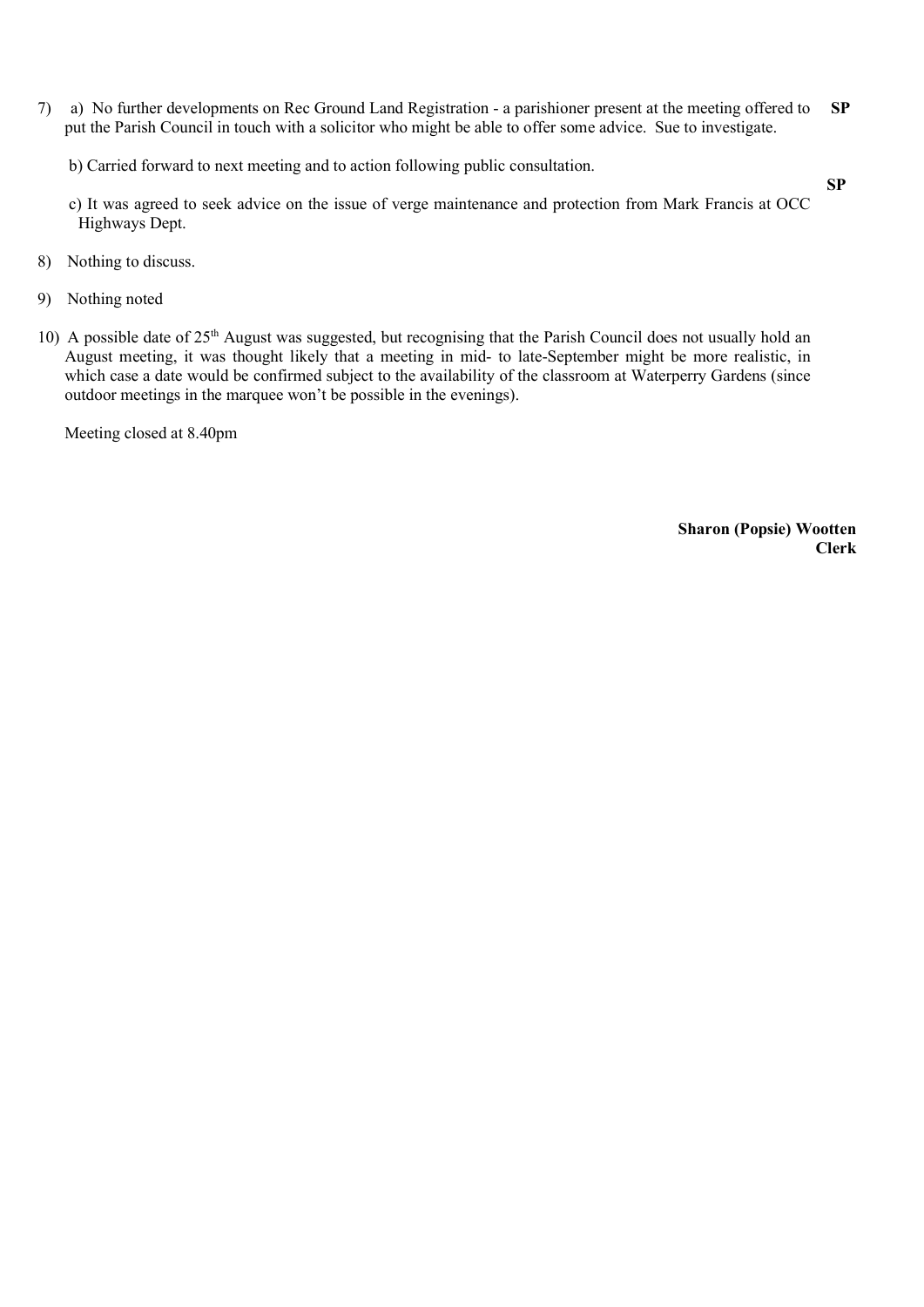7) a) No further developments on Rec Ground Land Registration - a parishioner present at the meeting offered to put the Parish Council in touch with a solicitor who might be able to offer some advice. Sue to investigate. **SP**

   b) Carried forward to next meeting and to action following public consultation.

   c) It was agreed to seek advice on the issue of verge maintenance and protection from Mark Francis at OCC Highways Dept. **SP**

8) Nothing to discuss.

9) Nothing noted

10) A possible date of 25th August was suggested, but recognising that the Parish Council does not usually hold an August meeting, it was thought likely that a meeting in mid- to late-September might be more realistic, in which case a date would be confirmed subject to the availability of the classroom at Waterperry Gardens (since outdoor meetings in the marquee won't be possible in the evenings).

Meeting closed at 8.40pm

**Sharon (Popsie) Wootten**
**Clerk**